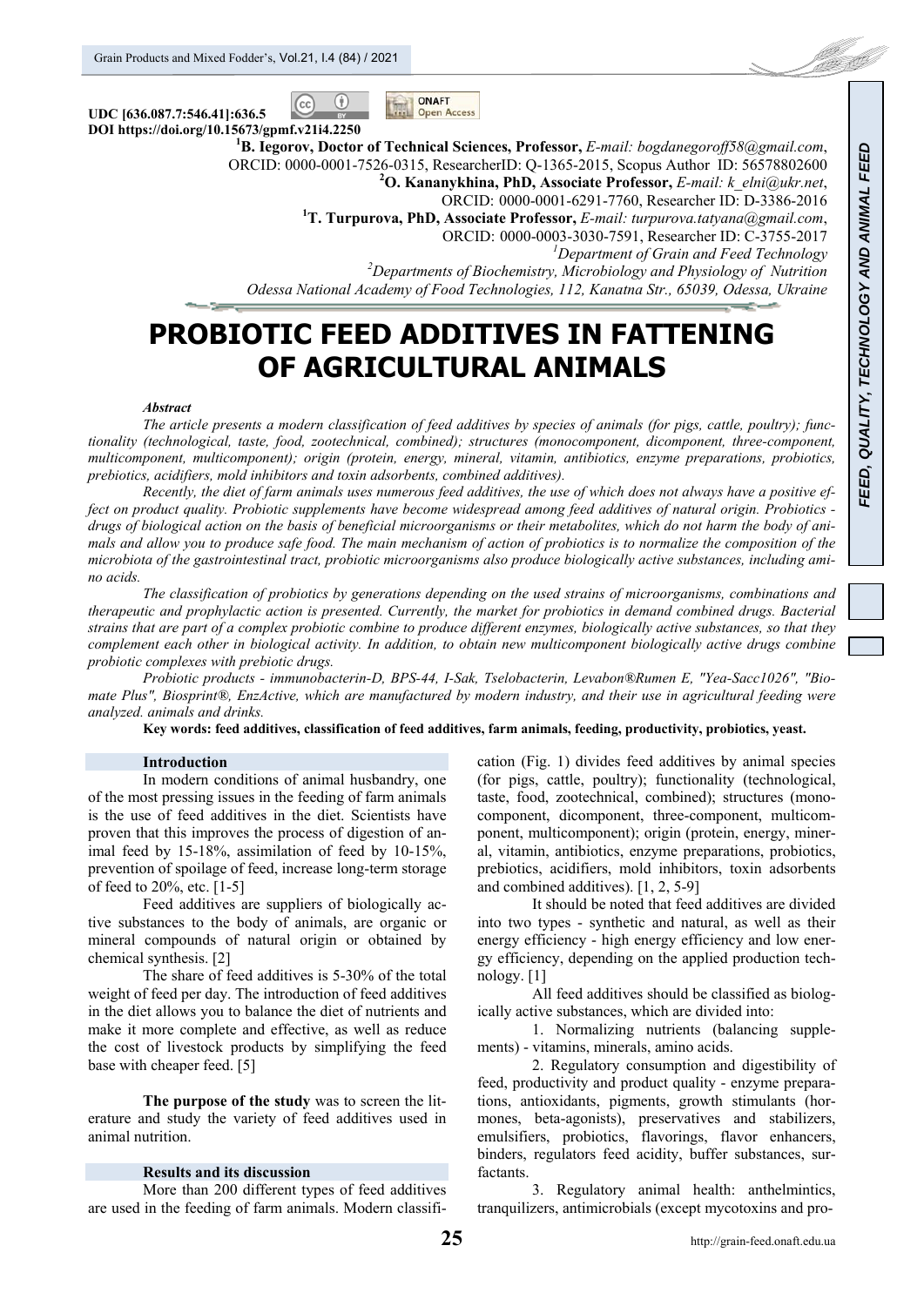UDC [636.087.7:546.41]:636.5
DOI https://doi.org/10.15673/gpmf.v21i4.2250

[1]**B. Iegorov, Doctor of Technical Sciences, Professor,** *E-mail: bogdanegoroff58@gmail.com*, ORCID: 0000-0001-7526-0315, ResearcherID: Q-1365-2015, Scopus Author ID: 56578802600

[2]**O. Kananykhina, PhD, Associate Professor,** *E-mail: k_elni@ukr.net*, ORCID: 0000-0001-6291-7760, Researcher ID: D-3386-2016

[1]**T. Turpurova, PhD, Associate Professor,** *E-mail: turpurova.tatyana@gmail.com*, ORCID: 0000-0003-3030-7591, Researcher ID: C-3755-2017

[1]*Department of Grain and Feed Technology*

[2]*Departments of Biochemistry, Microbiology and Physiology of Nutrition*

*Odessa National Academy of Food Technologies, 112, Kanatna Str., 65039, Odessa, Ukraine*

# PROBIOTIC FEED ADDITIVES IN FATTENING OF AGRICULTURAL ANIMALS

***Abstract***

*The article presents a modern classification of feed additives by species of animals (for pigs, cattle, poultry); functionality (technological, taste, food, zootechnical, combined); structures (monocomponent, dicomponent, three-component, multicomponent, multicomponent); origin (protein, energy, mineral, vitamin, antibiotics, enzyme preparations, probiotics, prebiotics, acidifiers, mold inhibitors and toxin adsorbents, combined additives).*

*Recently, the diet of farm animals uses numerous feed additives, the use of which does not always have a positive effect on product quality. Probiotic supplements have become widespread among feed additives of natural origin. Probiotics - drugs of biological action on the basis of beneficial microorganisms or their metabolites, which do not harm the body of animals and allow you to produce safe food. The main mechanism of action of probiotics is to normalize the composition of the microbiota of the gastrointestinal tract, probiotic microorganisms also produce biologically active substances, including amino acids.*

*The classification of probiotics by generations depending on the used strains of microorganisms, combinations and therapeutic and prophylactic action is presented. Currently, the market for probiotics in demand combined drugs. Bacterial strains that are part of a complex probiotic combine to produce different enzymes, biologically active substances, so that they complement each other in biological activity. In addition, to obtain new multicomponent biologically active drugs combine probiotic complexes with prebiotic drugs.*

*Probiotic products - immunobacterin-D, BPS-44, I-Sak, Tselobacterin, Levabon®Rumen E, "Yea-Sacc1026", "Biomate Plus", Biosprint®, EnzActive, which are manufactured by modern industry, and their use in agricultural feeding were analyzed. animals and drinks.*

**Key words: feed additives, classification of feed additives, farm animals, feeding, productivity, probiotics, yeast.**

## Introduction

In modern conditions of animal husbandry, one of the most pressing issues in the feeding of farm animals is the use of feed additives in the diet. Scientists have proven that this improves the process of digestion of animal feed by 15-18%, assimilation of feed by 10-15%, prevention of spoilage of feed, increase long-term storage of feed to 20%, etc. [1-5]

Feed additives are suppliers of biologically active substances to the body of animals, are organic or mineral compounds of natural origin or obtained by chemical synthesis. [2]

The share of feed additives is 5-30% of the total weight of feed per day. The introduction of feed additives in the diet allows you to balance the diet of nutrients and make it more complete and effective, as well as reduce the cost of livestock products by simplifying the feed base with cheaper feed. [5]

**The purpose of the study** was to screen the literature and study the variety of feed additives used in animal nutrition.

## Results and its discussion

More than 200 different types of feed additives are used in the feeding of farm animals. Modern classification (Fig. 1) divides feed additives by animal species (for pigs, cattle, poultry); functionality (technological, taste, food, zootechnical, combined); structures (monocomponent, dicomponent, three-component, multicomponent, multicomponent); origin (protein, energy, mineral, vitamin, antibiotics, enzyme preparations, probiotics, prebiotics, acidifiers, mold inhibitors, toxin adsorbents and combined additives). [1, 2, 5-9]

It should be noted that feed additives are divided into two types - synthetic and natural, as well as their energy efficiency - high energy efficiency and low energy efficiency, depending on the applied production technology. [1]

All feed additives should be classified as biologically active substances, which are divided into:

1. Normalizing nutrients (balancing supplements) - vitamins, minerals, amino acids.

2. Regulatory consumption and digestibility of feed, productivity and product quality - enzyme preparations, antioxidants, pigments, growth stimulants (hormones, beta-agonists), preservatives and stabilizers, emulsifiers, probiotics, flavorings, flavor enhancers, binders, regulators feed acidity, buffer substances, surfactants.

3. Regulatory animal health: anthelmintics, tranquilizers, antimicrobials (except mycotoxins and pro-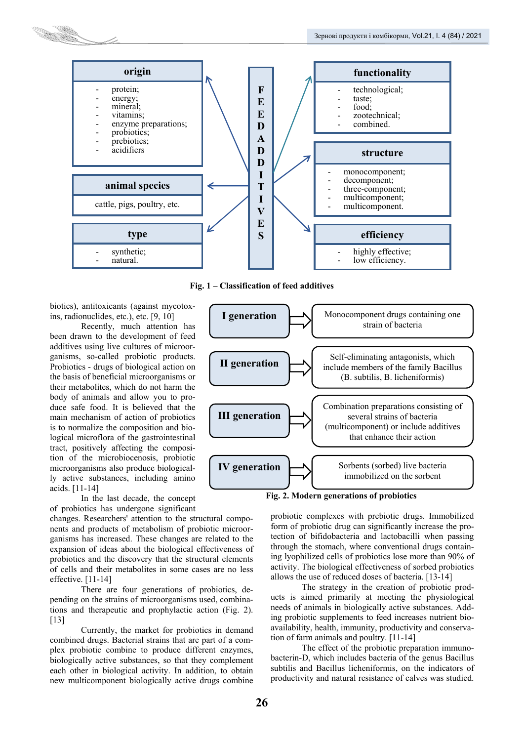**FEED ADDITIVES**

**origin**

- protein;
- energy;
- mineral;
- vitamins;
- enzyme preparations;
- probiotics;
- prebiotics;
- acidifiers

**animal species**

cattle, pigs, poultry, etc.

**type**

- synthetic;
- natural.

**functionality**

- technological;
- taste;
- food;
- zootechnical;
- combined.

**structure**

- monocomponent;
- decomponent;
- three-component;
- multicomponent;
- multicomponent.

**efficiency**

- highly effective;
- low efficiency.

**Fig. 1 – Classification of feed additives**

biotics), antitoxicants (against mycotoxins, radionuclides, etc.), etc. [9, 10]

Recently, much attention has been drawn to the development of feed additives using live cultures of microorganisms, so-called probiotic products. Probiotics - drugs of biological action on the basis of beneficial microorganisms or their metabolites, which do not harm the body of animals and allow you to produce safe food. It is believed that the main mechanism of action of probiotics is to normalize the composition and biological microflora of the gastrointestinal tract, positively affecting the composition of the microbiocenosis, probiotic microorganisms also produce biologically active substances, including amino acids. [11-14]

In the last decade, the concept of probiotics has undergone significant changes. Researchers' attention to the structural components and products of metabolism of probiotic microorganisms has increased. These changes are related to the expansion of ideas about the biological effectiveness of probiotics and the discovery that the structural elements of cells and their metabolites in some cases are no less effective. [11-14]

There are four generations of probiotics, depending on the strains of microorganisms used, combinations and therapeutic and prophylactic action (Fig. 2). [13]

| Generation | Description |
| --- | --- |
| I generation | Monocomponent drugs containing one strain of bacteria |
| II generation | Self-eliminating antagonists, which include members of the family Bacillus (B. subtilis, B. licheniformis) |
| III generation | Combination preparations consisting of several strains of bacteria (multicomponent) or include additives that enhance their action |
| IV generation | Sorbents (sorbed) live bacteria immobilized on the sorbent |

**Fig. 2. Modern generations of probiotics**

Currently, the market for probiotics in demand combined drugs. Bacterial strains that are part of a complex probiotic combine to produce different enzymes, biologically active substances, so that they complement each other in biological activity. In addition, to obtain new multicomponent biologically active drugs combine probiotic complexes with prebiotic drugs. Immobilized form of probiotic drug can significantly increase the protection of bifidobacteria and lactobacilli when passing through the stomach, where conventional drugs containing lyophilized cells of probiotics lose more than 90% of activity. The biological effectiveness of sorbed probiotics allows the use of reduced doses of bacteria. [13-14]

The strategy in the creation of probiotic products is aimed primarily at meeting the physiological needs of animals in biologically active substances. Adding probiotic supplements to feed increases nutrient bioavailability, health, immunity, productivity and conservation of farm animals and poultry. [11-14]

The effect of the probiotic preparation immunobacterin-D, which includes bacteria of the genus Bacillus subtilis and Bacillus licheniformis, on the indicators of productivity and natural resistance of calves was studied.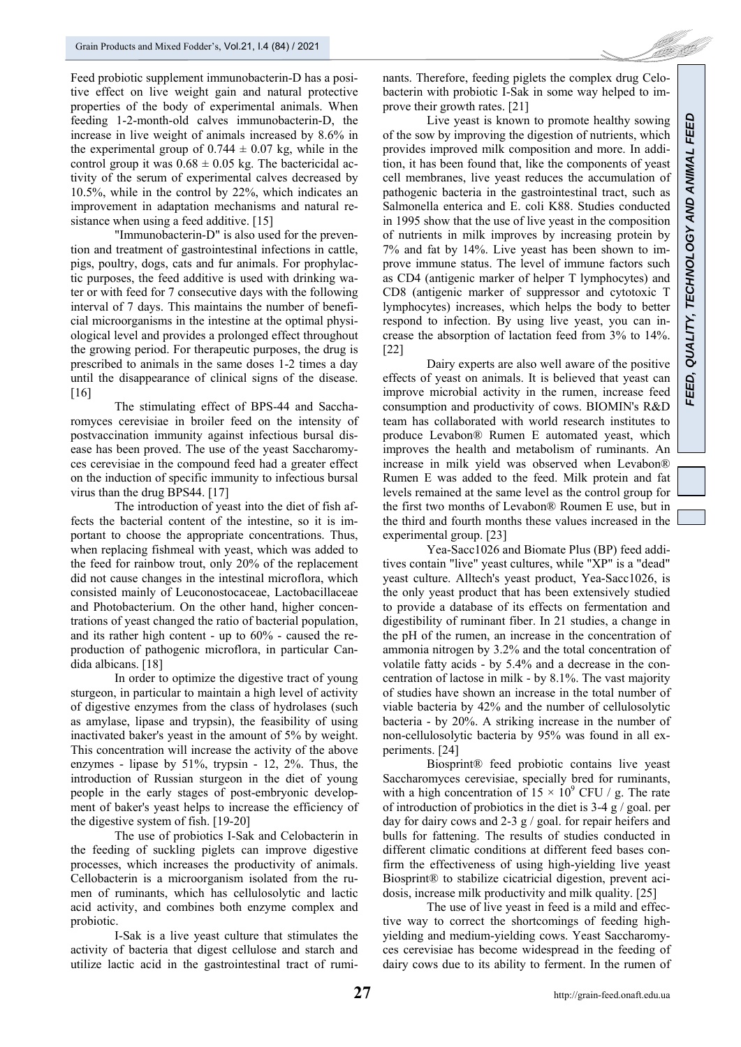Feed probiotic supplement immunobacterin-D has a positive effect on live weight gain and natural protective properties of the body of experimental animals. When feeding 1-2-month-old calves immunobacterin-D, the increase in live weight of animals increased by 8.6% in the experimental group of $0.744 \pm 0.07$ kg, while in the control group it was $0.68 \pm 0.05$ kg. The bactericidal activity of the serum of experimental calves decreased by 10.5%, while in the control by 22%, which indicates an improvement in adaptation mechanisms and natural resistance when using a feed additive. [15]

"Immunobacterin-D" is also used for the prevention and treatment of gastrointestinal infections in cattle, pigs, poultry, dogs, cats and fur animals. For prophylactic purposes, the feed additive is used with drinking water or with feed for 7 consecutive days with the following interval of 7 days. This maintains the number of beneficial microorganisms in the intestine at the optimal physiological level and provides a prolonged effect throughout the growing period. For therapeutic purposes, the drug is prescribed to animals in the same doses 1-2 times a day until the disappearance of clinical signs of the disease. [16]

The stimulating effect of BPS-44 and Saccharomyces cerevisiae in broiler feed on the intensity of postvaccination immunity against infectious bursal disease has been proved. The use of the yeast Saccharomyces cerevisiae in the compound feed had a greater effect on the induction of specific immunity to infectious bursal virus than the drug BPS44. [17]

The introduction of yeast into the diet of fish affects the bacterial content of the intestine, so it is important to choose the appropriate concentrations. Thus, when replacing fishmeal with yeast, which was added to the feed for rainbow trout, only 20% of the replacement did not cause changes in the intestinal microflora, which consisted mainly of Leuconostocaceae, Lactobacillaceae and Photobacterium. On the other hand, higher concentrations of yeast changed the ratio of bacterial population, and its rather high content - up to 60% - caused the reproduction of pathogenic microflora, in particular Candida albicans. [18]

In order to optimize the digestive tract of young sturgeon, in particular to maintain a high level of activity of digestive enzymes from the class of hydrolases (such as amylase, lipase and trypsin), the feasibility of using inactivated baker's yeast in the amount of 5% by weight. This concentration will increase the activity of the above enzymes - lipase by 51%, trypsin - 12, 2%. Thus, the introduction of Russian sturgeon in the diet of young people in the early stages of post-embryonic development of baker's yeast helps to increase the efficiency of the digestive system of fish. [19-20]

The use of probiotics I-Sak and Celobacterin in the feeding of suckling piglets can improve digestive processes, which increases the productivity of animals. Cellobacterin is a microorganism isolated from the rumen of ruminants, which has cellulosolytic and lactic acid activity, and combines both enzyme complex and probiotic.

I-Sak is a live yeast culture that stimulates the activity of bacteria that digest cellulose and starch and utilize lactic acid in the gastrointestinal tract of ruminants. Therefore, feeding piglets the complex drug Celobacterin with probiotic I-Sak in some way helped to improve their growth rates. [21]

Live yeast is known to promote healthy sowing of the sow by improving the digestion of nutrients, which provides improved milk composition and more. In addition, it has been found that, like the components of yeast cell membranes, live yeast reduces the accumulation of pathogenic bacteria in the gastrointestinal tract, such as Salmonella enterica and E. coli K88. Studies conducted in 1995 show that the use of live yeast in the composition of nutrients in milk improves by increasing protein by 7% and fat by 14%. Live yeast has been shown to improve immune status. The level of immune factors such as CD4 (antigenic marker of helper T lymphocytes) and CD8 (antigenic marker of suppressor and cytotoxic T lymphocytes) increases, which helps the body to better respond to infection. By using live yeast, you can increase the absorption of lactation feed from 3% to 14%. [22]

Dairy experts are also well aware of the positive effects of yeast on animals. It is believed that yeast can improve microbial activity in the rumen, increase feed consumption and productivity of cows. BIOMIN's R&D team has collaborated with world research institutes to produce Levabon® Rumen E automated yeast, which improves the health and metabolism of ruminants. An increase in milk yield was observed when Levabon® Rumen E was added to the feed. Milk protein and fat levels remained at the same level as the control group for the first two months of Levabon® Roumen E use, but in the third and fourth months these values increased in the experimental group. [23]

Yea-Sacc1026 and Biomate Plus (BP) feed additives contain "live" yeast cultures, while "XP" is a "dead" yeast culture. Alltech's yeast product, Yea-Sacc1026, is the only yeast product that has been extensively studied to provide a database of its effects on fermentation and digestibility of ruminant fiber. In 21 studies, a change in the pH of the rumen, an increase in the concentration of ammonia nitrogen by 3.2% and the total concentration of volatile fatty acids - by 5.4% and a decrease in the concentration of lactose in milk - by 8.1%. The vast majority of studies have shown an increase in the total number of viable bacteria by 42% and the number of cellulosolytic bacteria - by 20%. A striking increase in the number of non-cellulosolytic bacteria by 95% was found in all experiments. [24]

Biosprint® feed probiotic contains live yeast Saccharomyces cerevisiae, specially bred for ruminants, with a high concentration of $15 \times 10^9$ CFU / g. The rate of introduction of probiotics in the diet is 3-4 g / goal. per day for dairy cows and 2-3 g / goal. for repair heifers and bulls for fattening. The results of studies conducted in different climatic conditions at different feed bases confirm the effectiveness of using high-yielding live yeast Biosprint® to stabilize cicatricial digestion, prevent acidosis, increase milk productivity and milk quality. [25]

The use of live yeast in feed is a mild and effective way to correct the shortcomings of feeding high-yielding and medium-yielding cows. Yeast Saccharomyces cerevisiae has become widespread in the feeding of dairy cows due to its ability to ferment. In the rumen of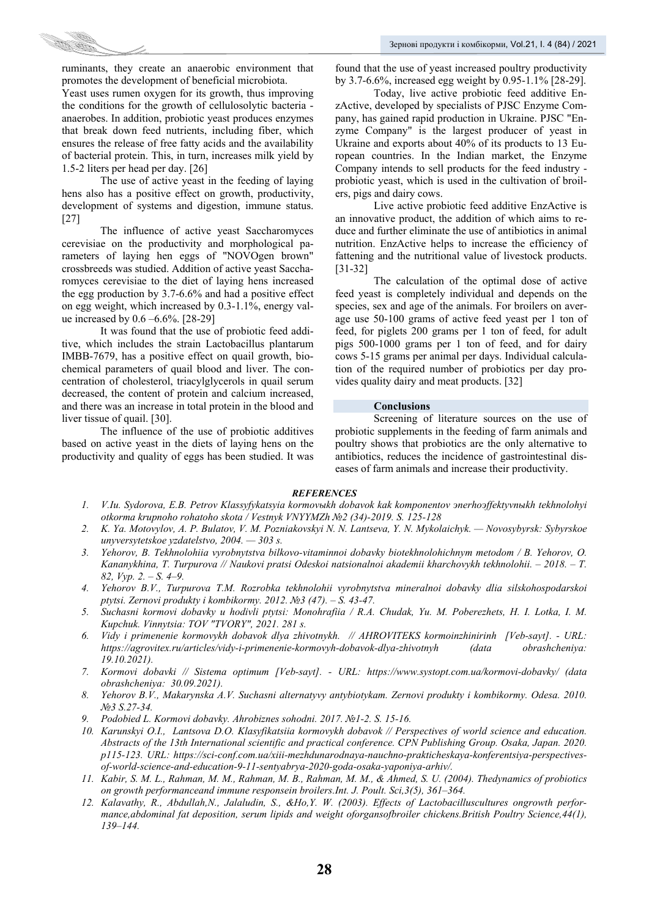ruminants, they create an anaerobic environment that promotes the development of beneficial microbiota.

Yeast uses rumen oxygen for its growth, thus improving the conditions for the growth of cellulosolytic bacteria - anaerobes. In addition, probiotic yeast produces enzymes that break down feed nutrients, including fiber, which ensures the release of free fatty acids and the availability of bacterial protein. This, in turn, increases milk yield by 1.5-2 liters per head per day. [26]

The use of active yeast in the feeding of laying hens also has a positive effect on growth, productivity, development of systems and digestion, immune status. [27]

The influence of active yeast Saccharomyces cerevisiae on the productivity and morphological parameters of laying hen eggs of "NOVOgen brown" crossbreeds was studied. Addition of active yeast Saccharomyces cerevisiae to the diet of laying hens increased the egg production by 3.7-6.6% and had a positive effect on egg weight, which increased by 0.3-1.1%, energy value increased by 0.6 –6.6%. [28-29]

It was found that the use of probiotic feed additive, which includes the strain Lactobacillus plantarum IMBB-7679, has a positive effect on quail growth, biochemical parameters of quail blood and liver. The concentration of cholesterol, triacylglycerols in quail serum decreased, the content of protein and calcium increased, and there was an increase in total protein in the blood and liver tissue of quail. [30].

The influence of the use of probiotic additives based on active yeast in the diets of laying hens on the productivity and quality of eggs has been studied. It was found that the use of yeast increased poultry productivity by 3.7-6.6%, increased egg weight by 0.95-1.1% [28-29].

Today, live active probiotic feed additive EnzActive, developed by specialists of PJSC Enzyme Company, has gained rapid production in Ukraine. PJSC "Enzyme Company" is the largest producer of yeast in Ukraine and exports about 40% of its products to 13 European countries. In the Indian market, the Enzyme Company intends to sell products for the feed industry - probiotic yeast, which is used in the cultivation of broilers, pigs and dairy cows.

Live active probiotic feed additive EnzActive is an innovative product, the addition of which aims to reduce and further eliminate the use of antibiotics in animal nutrition. EnzActive helps to increase the efficiency of fattening and the nutritional value of livestock products. [31-32]

The calculation of the optimal dose of active feed yeast is completely individual and depends on the species, sex and age of the animals. For broilers on average use 50-100 grams of active feed yeast per 1 ton of feed, for piglets 200 grams per 1 ton of feed, for adult pigs 500-1000 grams per 1 ton of feed, and for dairy cows 5-15 grams per animal per days. Individual calculation of the required number of probiotics per day provides quality dairy and meat products. [32]

## Conclusions

Screening of literature sources on the use of probiotic supplements in the feeding of farm animals and poultry shows that probiotics are the only alternative to antibiotics, reduces the incidence of gastrointestinal diseases of farm animals and increase their productivity.

## REFERENCES

1. *V.Iu. Sydorova, E.B. Petrov Klassyfykatsyia kormovыkh dobavok kak komponentov эnerhoэffektyvnыkh tekhnolohyi otkorma krupnoho rohatoho skota / Vestnyk VNYYMZh №2 (34)-2019. S. 125-128*
2. *K. Ya. Motovylov, A. P. Bulatov, V. M. Pozniakovskyi N. N. Lantseva, Y. N. Mykolaichyk. — Novosybyrsk: Sybyrskoe unyversytetskoe yzdatelstvo, 2004. — 303 s.*
3. *Yehorov, B. Tekhnolohiia vyrobnytstva bilkovo-vitaminnoi dobavky biotekhnolohichnym metodom / B. Yehorov, O. Kananykhina, T. Turpurova // Naukovi pratsi Odeskoi natsionalnoi akademii kharchovykh tekhnolohii. – 2018. – T. 82, Vyp. 2. – S. 4–9.*
4. *Yehorov B.V., Turpurova T.M. Rozrobka tekhnolohii vyrobnytstva mineralnoi dobavky dlia silskohospodarskoi ptytsi. Zernovi produkty i kombikormy. 2012. №3 (47). – S. 43-47.*
5. *Suchasni kormovi dobavky u hodivli ptytsi: Monohrafiia / R.A. Chudak, Yu. M. Poberezhets, H. I. Lotka, I. M. Kupchuk. Vinnytsia: TOV "TVORY", 2021. 281 s.*
6. *Vidy i primenenie kormovykh dobavok dlya zhivotnykh. // AHROVITEKS kormoinzhinirinh [Veb-sayt]. - URL: https://agrovitex.ru/articles/vidy-i-primenenie-kormovyh-dobavok-dlya-zhivotnyh (data obrashcheniya: 19.10.2021).*
7. *Kormovi dobavki // Sistema optimum [Veb-sayt]. - URL: https://www.systopt.com.ua/kormovi-dobavky/ (data obrashcheniya: 30.09.2021).*
8. *Yehorov B.V., Makarynska A.V. Suchasni alternatyvy antybiotykam. Zernovi produkty i kombikormy. Odesa. 2010. №3 S.27-34.*
9. *Podobied L. Kormovi dobavky. Ahrobiznes sohodni. 2017. №1-2. S. 15-16.*
10. *Karunskyi O.I., Lantsova D.O. Klasyfikatsiia kormovykh dobavok // Perspectives of world science and education. Abstracts of the 13th International scientific and practical conference. CPN Publishing Group. Osaka, Japan. 2020. p115-123. URL: https://sci-conf.com.ua/xiii-mezhdunarodnaya-nauchno-prakticheskaya-konferentsiya-perspectives-of-world-science-and-education-9-11-sentyabrya-2020-goda-osaka-yaponiya-arhiv/.*
11. *Kabir, S. M. L., Rahman, M. M., Rahman, M. B., Rahman, M. M., & Ahmed, S. U. (2004). Thedynamics of probiotics on growth performanceand immune responsein broilers.Int. J. Poult. Sci,3(5), 361–364.*
12. *Kalavathy, R., Abdullah,N., Jalaludin, S., &Ho,Y. W. (2003). Effects of Lactobacilluscultures ongrowth performance,abdominal fat deposition, serum lipids and weight oforgansofbroiler chickens.British Poultry Science,44(1), 139–144.*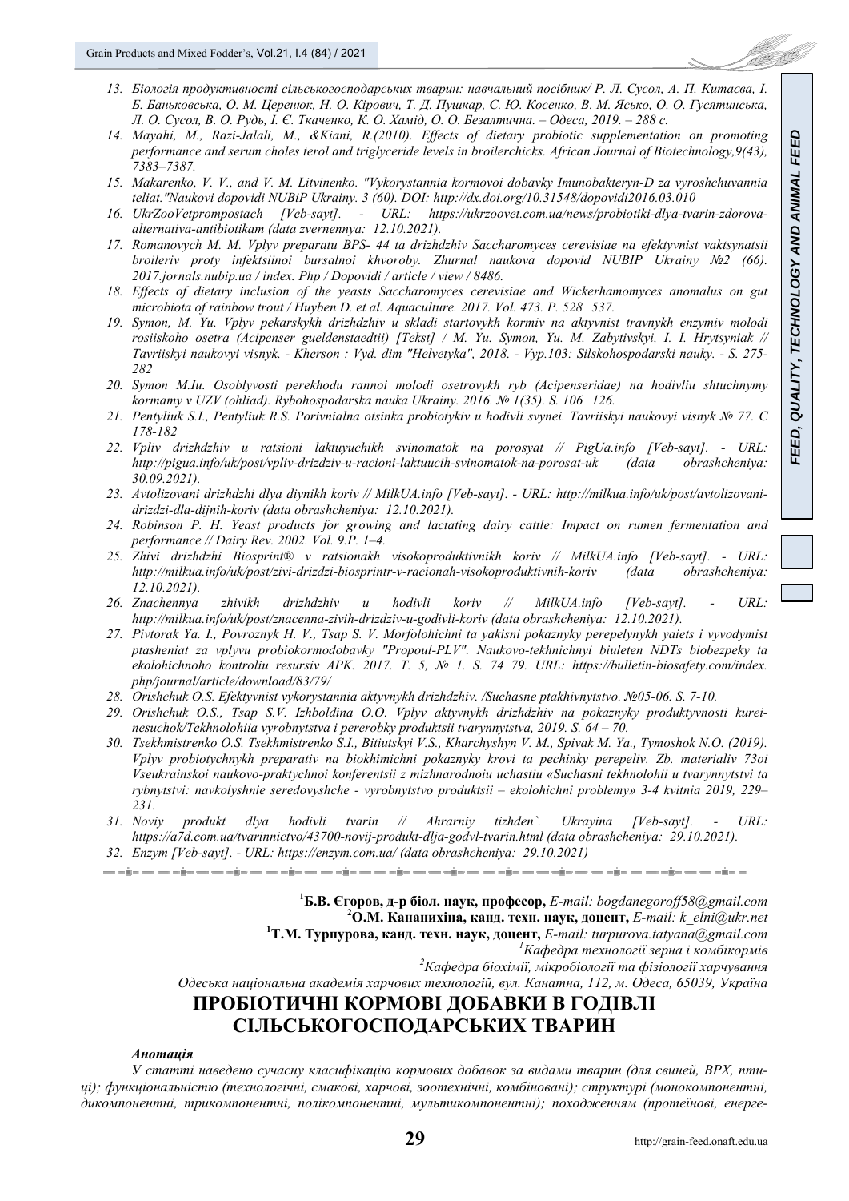13. *Біологія продуктивності сільськогосподарських тварин: навчальний посібник/ Р. Л. Сусол, А. П. Китаєва, І. Б. Баньковська, О. М. Цеpенюк, Н. О. Кірович, Т. Д. Пушкар, С. Ю. Косенко, В. М. Ясько, О. О. Гусятинська, Л. О. Сусол, В. О. Рудь, І. Є. Ткаченко, К. О. Хамід, О. О. Безалтична. – Одеса, 2019. – 288 с.*
14. *Mayahi, M., Razi-Jalali, M., &Kiani, R.(2010). Effects of dietary probiotic supplementation on promoting performance and serum choles terol and triglyceride levels in broilerchicks. African Journal of Biotechnology,9(43), 7383–7387.*
15. *Makarenko, V. V., and V. M. Litvinenko. "Vykorystannia kormovoi dobavky Imunobakteryn-D za vyroshchuvannia teliat."Naukovi dopovidi NUBiP Ukrainy. 3 (60). DOI: http://dx.doi.org/10.31548/dopovidi2016.03.010*
16. *UkrZooVetprompostach [Veb-sayt]. - URL: https://ukrzoovet.com.ua/news/probiotiki-dlya-tvarin-zdorova-alternativa-antibiotikam (data zvernennya: 12.10.2021).*
17. *Romanovych M. M. Vplyv preparatu BPS- 44 ta drizhdzhiv Saccharomyces cerevisiae na efektyvnist vaktsynatsii broileriv proty infektsiinoi bursalnoi khvoroby. Zhurnal naukova dopovid NUBIP Ukrainy №2 (66). 2017.jornals.nubip.ua / index. Php / Dopovidi / article / view / 8486.*
18. *Effects of dietary inclusion of the yeasts Saccharomyces cerevisiae and Wickerhamomyces anomalus on gut microbiota of rainbow trout / Huyben D. et al. Aquaculture. 2017. Vol. 473. P. 528−537.*
19. *Symon, M. Yu. Vplyv pekarskykh drizhdzhiv u skladi startovykh kormiv na aktyvnist travnykh enzymiv molodi rosiiskoho osetra (Acipenser gueldenstaedtii) [Tekst] / M. Yu. Symon, Yu. M. Zabytivskyi, I. I. Hrytsyniak // Tavriiskyi naukovyi visnyk. - Kherson : Vyd. dim "Helvetyka", 2018. - Vyp.103: Silskohospodarski nauky. - S. 275-282*
20. *Symon M.Iu. Osoblyvosti perekhodu rannoi molodi osetrovykh ryb (Acipenseridae) na hodivliu shtuchnymy kormamy v UZV (ohliad). Rybohospodarska nauka Ukrainy. 2016. № 1(35). S. 106−126.*
21. *Pentyliuk S.I., Pentyliuk R.S. Porivnialna otsinka probiotykiv u hodivli svynei. Tavriiskyi naukovyi visnyk № 77. C 178-182*
22. *Vpliv drizhdzhiv u ratsioni laktuyuchikh svinomatok na porosyat // PigUa.info [Veb-sayt]. - URL: http://pigua.info/uk/post/vpliv-drizdziv-u-racioni-laktuucih-svinomatok-na-porosat-uk (data obrashcheniya: 30.09.2021).*
23. *Avtolizovani drizhdzhi dlya diynikh koriv // MilkUA.info [Veb-sayt]. - URL: http://milkua.info/uk/post/avtolizovani-drizdzi-dla-dijnih-koriv (data obrashcheniya: 12.10.2021).*
24. *Robinson P. H. Yeast products for growing and lactating dairy cattle: Impact on rumen fermentation and performance // Dairy Rev. 2002. Vol. 9.P. 1–4.*
25. *Zhivi drizhdzhi Biosprint® v ratsionakh visokoproduktivnikh koriv // MilkUA.info [Veb-sayt]. - URL: http://milkua.info/uk/post/zivi-drizdzi-biosprintr-v-racionah-visokoproduktivnih-koriv (data obrashcheniya: 12.10.2021).*
26. *Znachennya zhivikh drizhdzhiv u hodivli koriv // MilkUA.info [Veb-sayt]. - URL: http://milkua.info/uk/post/znacenna-zivih-drizdziv-u-godivli-koriv (data obrashcheniya: 12.10.2021).*
27. *Pivtorak Ya. I., Povroznyk H. V., Tsap S. V. Morfolohichni ta yakisni pokaznyky perepelynykh yaits i vyvodymist ptasheniat za vplyvu probiokormodobavky "Propoul-PLV". Naukovo-tekhnichnyi biuleten NDTs biobezpeky ta ekolohichnoho kontroliu resursiv APK. 2017. T. 5, № 1. S. 74 79. URL: https://bulletin-biosafety.com/index. php/journal/article/download/83/79/*
28. *Orishchuk O.S. Efektyvnist vykorystannia aktyvnykh drizhdzhiv. /Suchasne ptakhivnytstvo. №05-06. S. 7-10.*
29. *Orishchuk O.S., Tsap S.V. Izhboldina O.O. Vplyv aktyvnykh drizhdzhiv na pokaznyky produktyvnosti kurei-nesuchok/Tekhnolohiia vyrobnytstva i pererobky produktsii tvarynnytstva, 2019. S. 64 – 70.*
30. *Tsekhmistrenko O.S. Tsekhmistrenko S.I., Bitiutskyi V.S., Kharchyshyn V. M., Spivak M. Ya., Tymoshok N.O. (2019). Vplyv probiotychnykh preparativ na biokhimichni pokaznyky krovi ta pechinky perepeliv. Zb. materialiv 73oi Vseukrainskoi naukovo-praktychnoi konferentsii z mizhnarodnoiu uchastiu «Suchasni tekhnolohii u tvarynnytstvi ta rybnytstvi: navkolyshnie seredovyshche - vyrobnytstvo produktsii – ekolohichni problemy» 3-4 kvitnia 2019, 229–231.*
31. *Noviy produkt dlya hodivli tvarin // Ahrarniy tizhden`. Ukrayina [Veb-sayt]. - URL: https://a7d.com.ua/tvarinnictvo/43700-novij-produkt-dlja-godvl-tvarin.html (data obrashcheniya: 29.10.2021).*
32. *Enzym [Veb-sayt]. - URL: https://enzym.com.ua/ (data obrashcheniya: 29.10.2021)*

---

**[1]Б.В. Єгоров, д-р біол. наук, професор,** *E-mail: bogdanegoroff58@gmail.com*
**[2]О.М. Кананихіна, канд. техн. наук, доцент,** *E-mail: k_elni@ukr.net*
**[1]Т.М. Турпурова, канд. техн. наук, доцент,** *E-mail: turpurova.tatyana@gmail.com*
*[1]Кафедра технології зерна і комбікормів*
*[2]Кафедра біохімії, мікробіології та фізіології харчування*
*Одеська національна академія харчових технологій, вул. Канатна, 112, м. Одеса, 65039, Україна*

# ПРОБІОТИЧНІ КОРМОВІ ДОБАВКИ В ГОДІВЛІ СІЛЬСЬКОГОСПОДАРСЬКИХ ТВАРИН

***Анотація***

*У статті наведено сучасну класифікацію кормових добавок за видами тварин (для свиней, ВРХ, птиці); функціональністю (технологічні, смакові, харчові, зоотехнічні, комбіновані); структурі (монокомпонентні, дикомпонентні, трикомпонентні, полікомпонентні, мультикомпонентні); походженням (протеїнові, енерге-*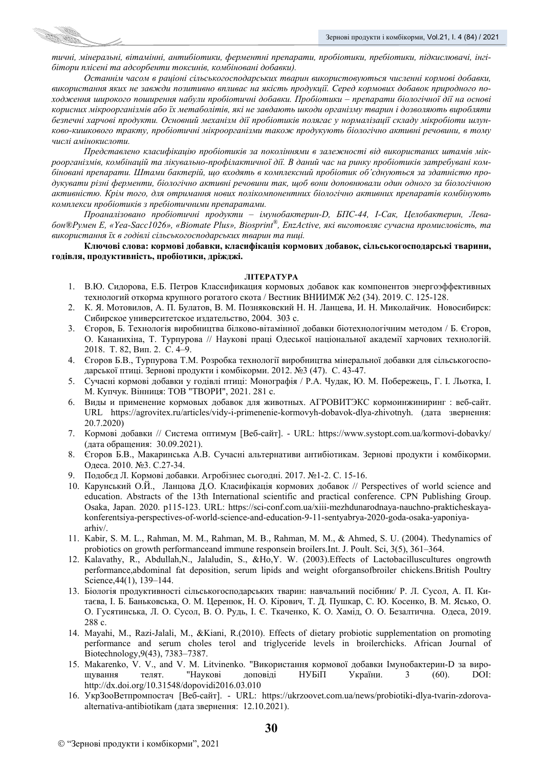*тичні, мінеральні, вітамінні, антибіотики, ферментні препарати, пробіотики, пребіотики, підкислювачі, інгібітори плісені та адсорбенти токсинів, комбіновані добавки).*

*Останнім часом в раціоні сільськогосподарських тварин використовуються численні кормові добавки, використання яких не завжди позитивно впливає на якість продукції. Серед кормових добавок природного походження широкого поширення набули пробіотичні добавки. Пробіотики – препарати біологічної дії на основі корисних мікроорганізмів або їх метаболітів, які не завдають шкоди організму тварин і дозволяють виробляти безпечні харчові продукти. Основний механізм дії пробіотиків полягає у нормалізації складу мікробіоти шлунково-кишкового тракту, пробіотичні мікроорганізми також продукують біологічно активні речовини, в тому числі амінокислоти.*

*Представлено класифікацію пробіотиків за поколіннями в залежності від використаних штамів мікроорганізмів, комбінацій та лікувально-профілактичної дії. В даний час на ринку пробіотиків затребувані комбіновані препарати. Штами бактерій, що входять в комплексний пробіотик об'єднуються за здатністю продукувати різні ферменти, біологічно активні речовини так, щоб вони доповнювали один одного за біологічною активністю. Крім того, для отримання нових полікомпонентних біологічно активних препаратів комбінують комплекси пробіотиків з пребіотичними препаратами.*

*Проаналізовано пробіотичні продукти – імунобактерин-D, БПС-44, І-Сак, Целобактерин, Левабон®Румен Е, «Yea-Sacc1026», «Biomate Plus», Biosprint®, EnzActive, які виготовляє сучасна промисловість, та використання їх в годівлі сільськогосподарських тварин та птиці.*

**Ключові слова: кормові добавки, класифікація кормових добавок, сільськогосподарські тварини, годівля, продуктивність, пробіотики, дріжджі.**

## ЛІТЕРАТУРА

1. В.Ю. Сидорова, Е.Б. Петров Классификация кормовых добавок как компонентов энергоэффективных технологий откорма крупного рогатого скота / Вестник ВНИИМЖ №2 (34). 2019. С. 125-128.
2. К. Я. Мотовилов, А. П. Булатов, В. М. Позняковский Н. Н. Ланцева, И. Н. Миколайчик. Новосибирск: Сибирское университетское издательство, 2004. 303 с.
3. Єгоров, Б. Технологія виробництва білково-вітамінної добавки біотехнологічним методом / Б. Єгоров, О. Кананихіна, Т. Турпурова // Наукові праці Одеської національної академії харчових технологій. 2018. Т. 82, Вип. 2. С. 4–9.
4. Єгоров Б.В., Турпурова Т.М. Розробка технології виробництва мінеральної добавки для сільськогосподарської птиці. Зернові продукти і комбікорми. 2012. №3 (47). С. 43-47.
5. Сучасні кормові добавки у годівлі птиці: Монографія / Р.А. Чудак, Ю. М. Побережець, Г. І. Льотка, І. М. Купчук. Вінниця: ТОВ "ТВОРИ", 2021. 281 с.
6. Виды и применение кормовых добавок для животных. АГРОВИТЭКС кормоинжиниринг : веб-сайт. URL https://agrovitex.ru/articles/vidy-i-primenenie-kormovyh-dobavok-dlya-zhivotnyh. (дата звернення: 20.7.2020)
7. Кормові добавки // Система оптимум [Веб-сайт]. - URL: https://www.systopt.com.ua/kormovi-dobavky/ (дата обращения: 30.09.2021).
8. Єгоров Б.В., Макаринська А.В. Сучасні альтернативи антибіотикам. Зернові продукти і комбікорми. Одеса. 2010. №3. С.27-34.
9. Подобєд Л. Кормові добавки. Агробізнес сьогодні. 2017. №1-2. С. 15-16.
10. Карунський О.Й., Ланцова Д.О. Класифікація кормових добавок // Perspectives of world science and education. Abstracts of the 13th International scientific and practical conference. CPN Publishing Group. Osaka, Japan. 2020. p115-123. URL: https://sci-conf.com.ua/xiii-mezhdunarodnaya-nauchno-prakticheskaya-konferentsiya-perspectives-of-world-science-and-education-9-11-sentyabrya-2020-goda-osaka-yaponiya-arhiv/.
11. Kabir, S. M. L., Rahman, M. M., Rahman, M. B., Rahman, M. M., & Ahmed, S. U. (2004). Thedynamics of probiotics on growth performanceand immune responsein broilers.Int. J. Poult. Sci, 3(5), 361–364.
12. Kalavathy, R., Abdullah,N., Jalaludin, S., &Ho,Y. W. (2003).Effects of Lactobacilluscultures ongrowth performance,abdominal fat deposition, serum lipids and weight oforgansofbroiler chickens.British Poultry Science,44(1), 139–144.
13. Біологія продуктивності сільськогосподарських тварин: навчальний посібник/ Р. Л. Сусол, А. П. Китаєва, І. Б. Баньковська, О. М. Цеценюк, Н. О. Кірович, Т. Д. Пушкар, С. Ю. Косенко, В. М. Ясько, О. О. Гусятинська, Л. О. Сусол, В. О. Рудь, І. Є. Ткаченко, К. О. Хамід, О. О. Безалтична. Одеса, 2019. 288 с.
14. Mayahi, M., Razi-Jalali, M., &Kiani, R.(2010). Effects of dietary probiotic supplementation on promoting performance and serum choles terol and triglyceride levels in broilerchicks. African Journal of Biotechnology,9(43), 7383–7387.
15. Makarenko, V. V., and V. M. Litvinenko. "Використання кормової добавки Імунобактерин-D за вирощування телят. "Наукові доповіді НУБіП України. 3 (60). DOI: http://dx.doi.org/10.31548/dopovidi2016.03.010
16. УкрЗооВетпромпостач [Веб-сайт]. - URL: https://ukrzoovet.com.ua/news/probiotiki-dlya-tvarin-zdorova-alternativa-antibiotikam (дата звернення: 12.10.2021).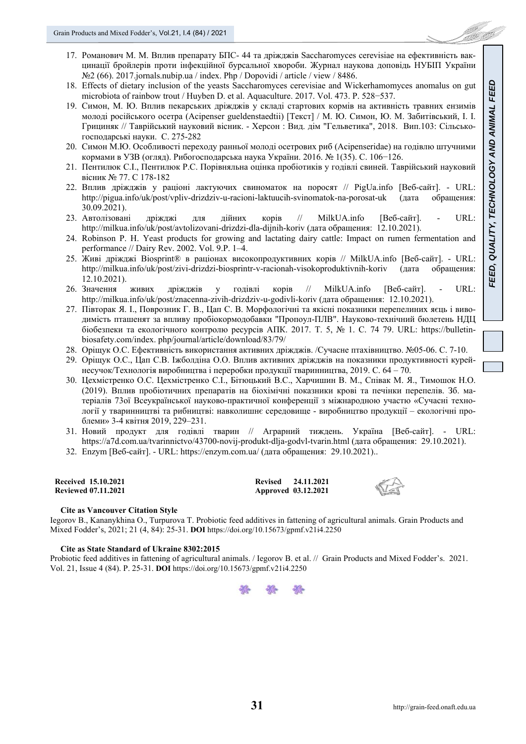17. Романович М. М. Вплив препарату БПС- 44 та дріжджів Saccharomyces cerevisiae на ефективність вакцинації бройлерів проти інфекційної бурсальної хвороби. Журнал наукова доповідь НУБІП України №2 (66). 2017.jornals.nubip.ua / index. Php / Dopovidi / article / view / 8486.
18. Effects of dietary inclusion of the yeasts Saccharomyces cerevisiae and Wickerhamomyces anomalus on gut microbiota of rainbow trout / Huyben D. et al. Aquaculture. 2017. Vol. 473. P. 528−537.
19. Симон, М. Ю. Вплив пекарських дріжджів у складі стартових кормів на активність травних ензимів молоді російського осетра (Acipenser gueldenstaedtii) [Текст] / М. Ю. Симон, Ю. М. Забитівський, І. І. Грициняк // Таврійський науковий вісник. - Херсон : Вид. дім "Гельветика", 2018. Вип.103: Сільськогосподарські науки. С. 275-282
20. Симон М.Ю. Особливості переходу ранньої молоді осетрових риб (Acipenseridae) на годівлю штучними кормами в УЗВ (огляд). Рибогосподарська наука України. 2016. № 1(35). С. 106−126.
21. Пентилюк С.І., Пентилюк Р.С. Порівняльна оцінка пробіотиків у годівлі свиней. Таврійський науковий вісник № 77. С 178-182
22. Вплив дріжджів у раціоні лактуючих свиноматок на поросят // PigUa.info [Веб-сайт]. - URL: http://pigua.info/uk/post/vpliv-drizdziv-u-racioni-laktuucih-svinomatok-na-porosat-uk (дата обращения: 30.09.2021).
23. Автолізовані дріжджі для дійних корів // MilkUA.info [Веб-сайт]. - URL: http://milkua.info/uk/post/avtolizovani-drizdzi-dla-dijnih-koriv (дата обращения: 12.10.2021).
24. Robinson P. H. Yeast products for growing and lactating dairy cattle: Impact on rumen fermentation and performance // Dairy Rev. 2002. Vol. 9.P. 1–4.
25. Живі дріжджі Biosprint® в раціонах високопродуктивних корів // MilkUA.info [Веб-сайт]. - URL: http://milkua.info/uk/post/zivi-drizdzi-biosprintr-v-racionah-visokoproduktivnih-koriv (дата обращения: 12.10.2021).
26. Значення живих дріжджів у годівлі корів // MilkUA.info [Веб-сайт]. - URL: http://milkua.info/uk/post/znacenna-zivih-drizdziv-u-godivli-koriv (дата обращения: 12.10.2021).
27. Півторак Я. І., Поврозник Г. В., Цап С. В. Морфологічні та якісні показники перепелиних яєць і виводимість пташенят за впливу пробіокормодобавки "Пропоул-ПЛВ". Науково-технічний бюлетень НДЦ біобезпеки та екологічного контролю ресурсів АПК. 2017. Т. 5, № 1. С. 74 79. URL: https://bulletin-biosafety.com/index. php/journal/article/download/83/79/
28. Оріщук О.С. Ефективність використання активних дріжджів. /Сучасне птахівництво. №05-06. С. 7-10.
29. Оріщук О.С., Цап С.В. Іжболдіна О.О. Вплив активних дріжджів на показники продуктивності курей-несучок/Технологія виробництва і переробки продукції тваринництва, 2019. С. 64 – 70.
30. Цехмістренко О.С. Цехмістренко С.І., Бітюцький В.С., Харчишин В. М., Співак М. Я., Тимошок Н.О. (2019). Вплив пробіотичних препаратів на біохімічні показники крові та печінки перепелів. Зб. матеріалів 73ої Всеукраїнської науково-практичної конференції з міжнародною участю «Сучасні технології у тваринництві та рибництві: навколишнє середовище - виробництво продукції – екологічні проблеми» 3-4 квітня 2019, 229–231.
31. Новий продукт для годівлі тварин // Аграрний тиждень. Україна [Веб-сайт]. - URL: https://a7d.com.ua/tvarinnictvo/43700-novij-produkt-dlja-godvl-tvarin.html (дата обращения: 29.10.2021).
32. Enzym [Веб-сайт]. - URL: https://enzym.com.ua/ (дата обращения: 29.10.2021)..

**Received 15.10.2021**
**Reviewed 07.11.2021**
**Revised 24.11.2021**
**Approved 03.12.2021**

**Cite as Vancouver Citation Style**

Iegorov B., Kananykhina O., Turpurova T. Probiotic feed additives in fattening of agricultural animals. Grain Products and Mixed Fodder's, 2021; 21 (4, 84): 25-31. **DOI** https://doi.org/10.15673/gpmf.v21i4.2250

**Cite as State Standard of Ukraine 8302:2015**

Probiotic feed additives in fattening of agricultural animals. / Iegorov B. et al. // Grain Products and Mixed Fodder's. 2021. Vol. 21, Issue 4 (84). P. 25-31. **DOI** https://doi.org/10.15673/gpmf.v21i4.2250